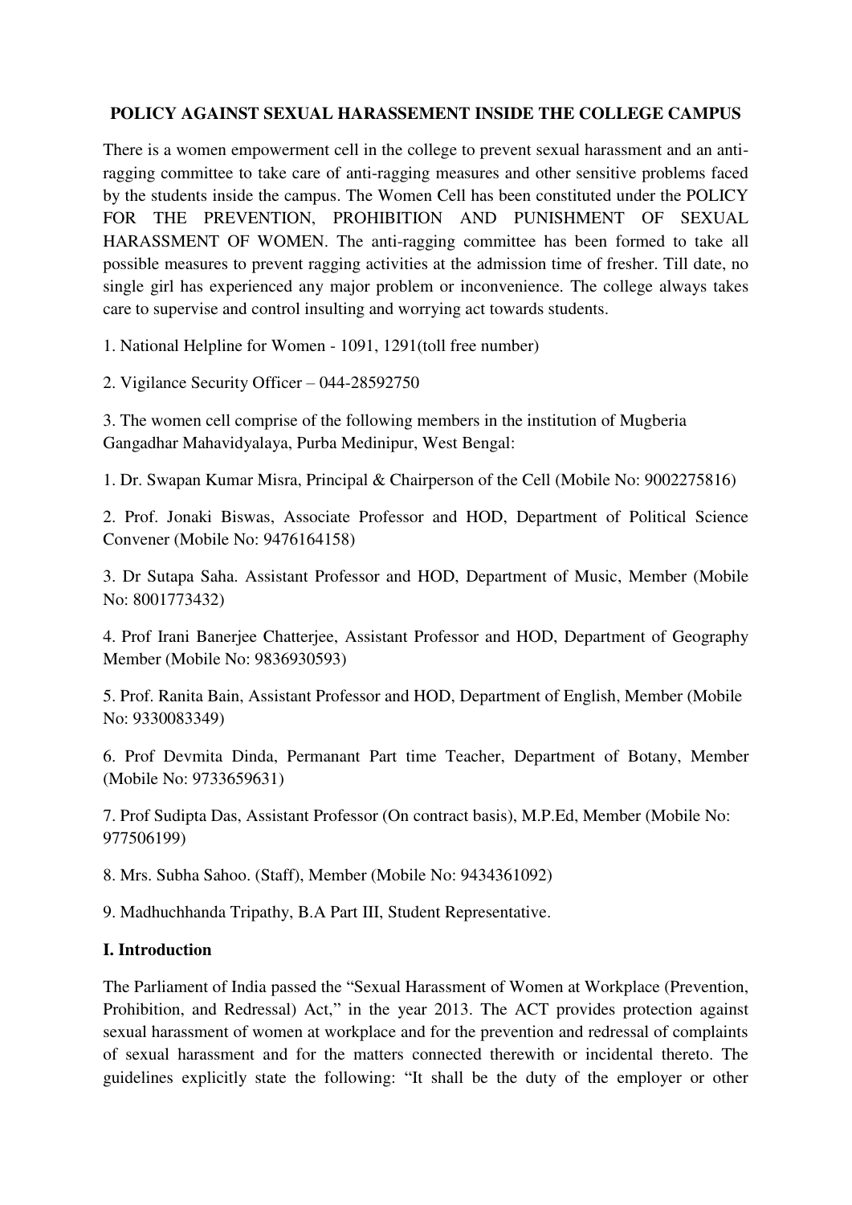**POLICY AGAINST SEXUAL HARASSEMENT INSIDE THE COLLEGE CAMPUS**

There is a women empowerment cell in the college to prevent sexual harassment and an anti-ragging committee to take care of anti-ragging measures and other sensitive problems faced by the students inside the campus. The Women Cell has been constituted under the POLICY FOR THE PREVENTION, PROHIBITION AND PUNISHMENT OF SEXUAL HARASSMENT OF WOMEN. The anti-ragging committee has been formed to take all possible measures to prevent ragging activities at the admission time of fresher. Till date, no single girl has experienced any major problem or inconvenience. The college always takes care to supervise and control insulting and worrying act towards students.

1. National Helpline for Women - 1091, 1291(toll free number)

2. Vigilance Security Officer – 044-28592750

3. The women cell comprise of the following members in the institution of Mugberia Gangadhar Mahavidyalaya, Purba Medinipur, West Bengal:

1. Dr. Swapan Kumar Misra, Principal & Chairperson of the Cell (Mobile No: 9002275816)

2. Prof. Jonaki Biswas, Associate Professor and HOD, Department of Political Science Convener (Mobile No: 9476164158)

3. Dr Sutapa Saha. Assistant Professor and HOD, Department of Music, Member (Mobile No: 8001773432)

4. Prof Irani Banerjee Chatterjee, Assistant Professor and HOD, Department of Geography Member (Mobile No: 9836930593)

5. Prof. Ranita Bain, Assistant Professor and HOD, Department of English, Member (Mobile No: 9330083349)

6. Prof Devmita Dinda, Permanant Part time Teacher, Department of Botany, Member (Mobile No: 9733659631)

7. Prof Sudipta Das, Assistant Professor (On contract basis), M.P.Ed, Member (Mobile No: 977506199)

8. Mrs. Subha Sahoo. (Staff), Member (Mobile No: 9434361092)

9. Madhuchhanda Tripathy, B.A Part III, Student Representative.

## I. Introduction

The Parliament of India passed the "Sexual Harassment of Women at Workplace (Prevention, Prohibition, and Redressal) Act," in the year 2013. The ACT provides protection against sexual harassment of women at workplace and for the prevention and redressal of complaints of sexual harassment and for the matters connected therewith or incidental thereto. The guidelines explicitly state the following: "It shall be the duty of the employer or other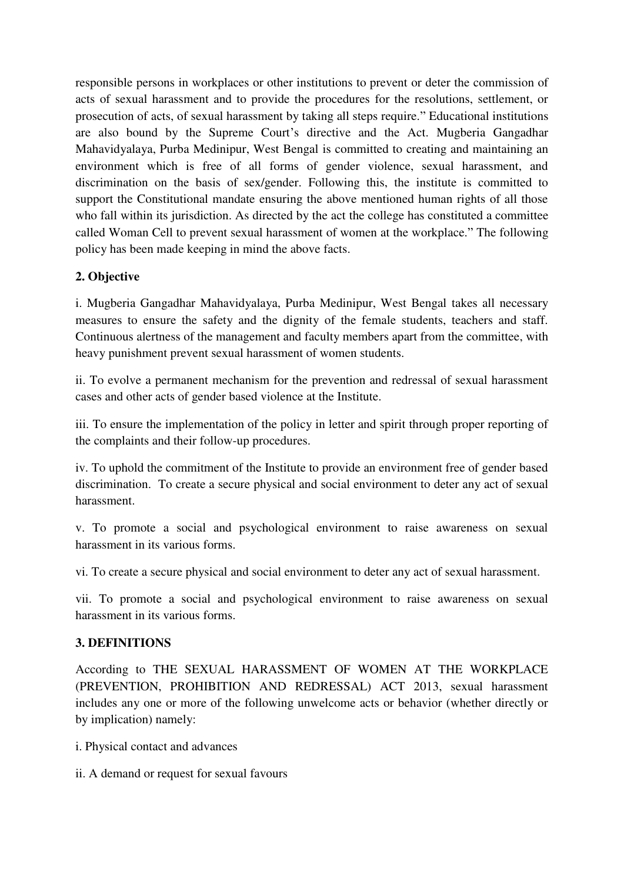responsible persons in workplaces or other institutions to prevent or deter the commission of acts of sexual harassment and to provide the procedures for the resolutions, settlement, or prosecution of acts, of sexual harassment by taking all steps require." Educational institutions are also bound by the Supreme Court's directive and the Act. Mugberia Gangadhar Mahavidyalaya, Purba Medinipur, West Bengal is committed to creating and maintaining an environment which is free of all forms of gender violence, sexual harassment, and discrimination on the basis of sex/gender. Following this, the institute is committed to support the Constitutional mandate ensuring the above mentioned human rights of all those who fall within its jurisdiction. As directed by the act the college has constituted a committee called Woman Cell to prevent sexual harassment of women at the workplace." The following policy has been made keeping in mind the above facts.

**2. Objective**

i. Mugberia Gangadhar Mahavidyalaya, Purba Medinipur, West Bengal takes all necessary measures to ensure the safety and the dignity of the female students, teachers and staff. Continuous alertness of the management and faculty members apart from the committee, with heavy punishment prevent sexual harassment of women students.

ii. To evolve a permanent mechanism for the prevention and redressal of sexual harassment cases and other acts of gender based violence at the Institute.

iii. To ensure the implementation of the policy in letter and spirit through proper reporting of the complaints and their follow-up procedures.

iv. To uphold the commitment of the Institute to provide an environment free of gender based discrimination. To create a secure physical and social environment to deter any act of sexual harassment.

v. To promote a social and psychological environment to raise awareness on sexual harassment in its various forms.

vi. To create a secure physical and social environment to deter any act of sexual harassment.

vii. To promote a social and psychological environment to raise awareness on sexual harassment in its various forms.

**3. DEFINITIONS**

According to THE SEXUAL HARASSMENT OF WOMEN AT THE WORKPLACE (PREVENTION, PROHIBITION AND REDRESSAL) ACT 2013, sexual harassment includes any one or more of the following unwelcome acts or behavior (whether directly or by implication) namely:

i. Physical contact and advances

ii. A demand or request for sexual favours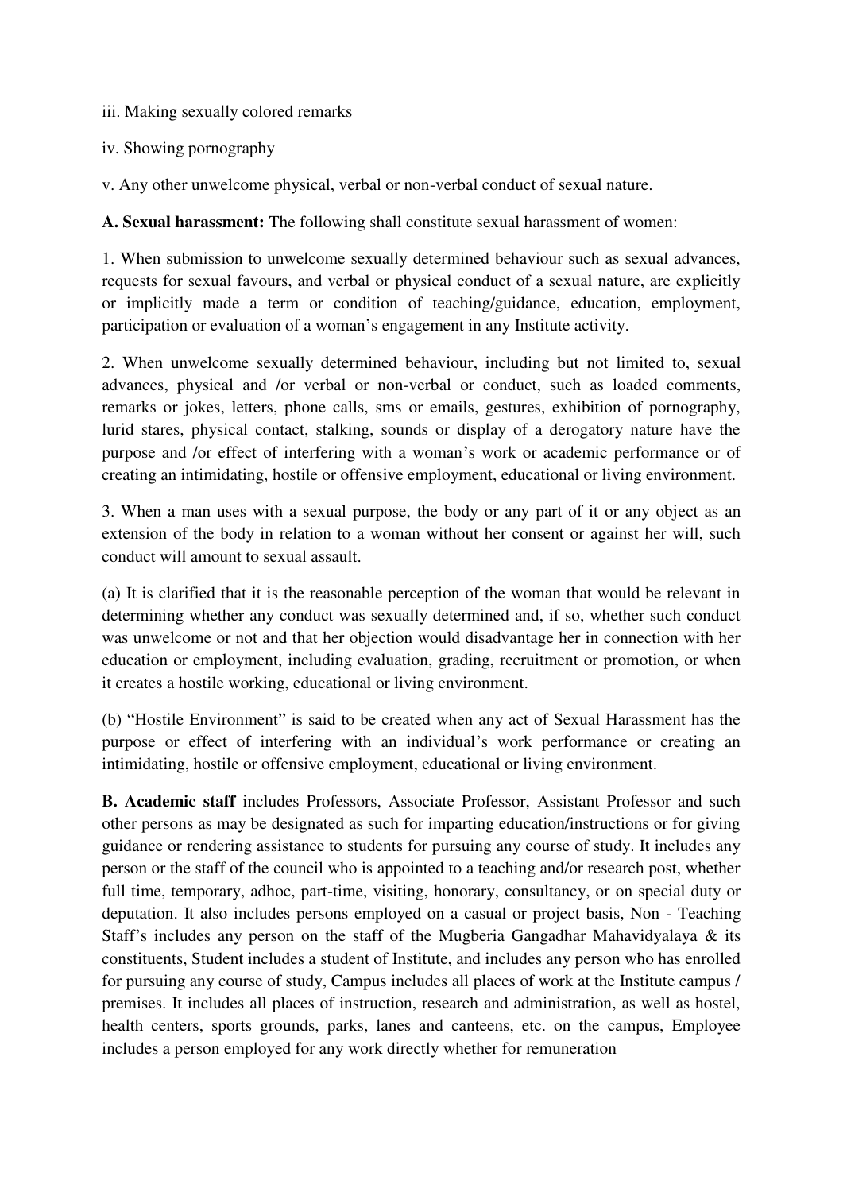iii. Making sexually colored remarks

iv. Showing pornography

v. Any other unwelcome physical, verbal or non-verbal conduct of sexual nature.

**A. Sexual harassment:** The following shall constitute sexual harassment of women:

1. When submission to unwelcome sexually determined behaviour such as sexual advances, requests for sexual favours, and verbal or physical conduct of a sexual nature, are explicitly or implicitly made a term or condition of teaching/guidance, education, employment, participation or evaluation of a woman's engagement in any Institute activity.

2. When unwelcome sexually determined behaviour, including but not limited to, sexual advances, physical and /or verbal or non-verbal or conduct, such as loaded comments, remarks or jokes, letters, phone calls, sms or emails, gestures, exhibition of pornography, lurid stares, physical contact, stalking, sounds or display of a derogatory nature have the purpose and /or effect of interfering with a woman's work or academic performance or of creating an intimidating, hostile or offensive employment, educational or living environment.

3. When a man uses with a sexual purpose, the body or any part of it or any object as an extension of the body in relation to a woman without her consent or against her will, such conduct will amount to sexual assault.

(a) It is clarified that it is the reasonable perception of the woman that would be relevant in determining whether any conduct was sexually determined and, if so, whether such conduct was unwelcome or not and that her objection would disadvantage her in connection with her education or employment, including evaluation, grading, recruitment or promotion, or when it creates a hostile working, educational or living environment.

(b) "Hostile Environment" is said to be created when any act of Sexual Harassment has the purpose or effect of interfering with an individual's work performance or creating an intimidating, hostile or offensive employment, educational or living environment.

**B. Academic staff** includes Professors, Associate Professor, Assistant Professor and such other persons as may be designated as such for imparting education/instructions or for giving guidance or rendering assistance to students for pursuing any course of study. It includes any person or the staff of the council who is appointed to a teaching and/or research post, whether full time, temporary, adhoc, part-time, visiting, honorary, consultancy, or on special duty or deputation. It also includes persons employed on a casual or project basis, Non - Teaching Staff's includes any person on the staff of the Mugberia Gangadhar Mahavidyalaya & its constituents, Student includes a student of Institute, and includes any person who has enrolled for pursuing any course of study, Campus includes all places of work at the Institute campus / premises. It includes all places of instruction, research and administration, as well as hostel, health centers, sports grounds, parks, lanes and canteens, etc. on the campus, Employee includes a person employed for any work directly whether for remuneration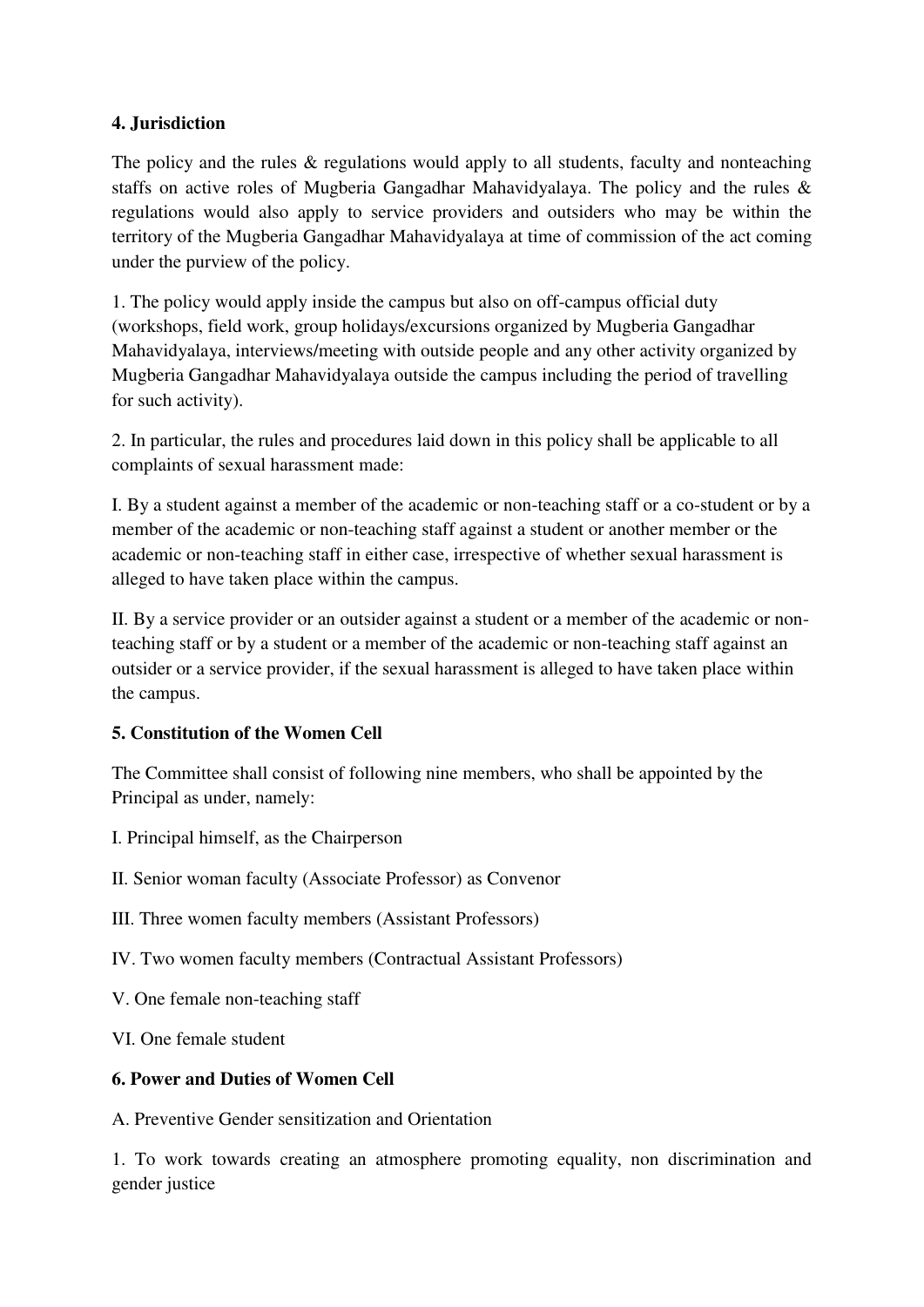**4. Jurisdiction**

The policy and the rules & regulations would apply to all students, faculty and nonteaching staffs on active roles of Mugberia Gangadhar Mahavidyalaya. The policy and the rules & regulations would also apply to service providers and outsiders who may be within the territory of the Mugberia Gangadhar Mahavidyalaya at time of commission of the act coming under the purview of the policy.

1. The policy would apply inside the campus but also on off-campus official duty (workshops, field work, group holidays/excursions organized by Mugberia Gangadhar Mahavidyalaya, interviews/meeting with outside people and any other activity organized by Mugberia Gangadhar Mahavidyalaya outside the campus including the period of travelling for such activity).

2. In particular, the rules and procedures laid down in this policy shall be applicable to all complaints of sexual harassment made:

I. By a student against a member of the academic or non-teaching staff or a co-student or by a member of the academic or non-teaching staff against a student or another member or the academic or non-teaching staff in either case, irrespective of whether sexual harassment is alleged to have taken place within the campus.

II. By a service provider or an outsider against a student or a member of the academic or non-teaching staff or by a student or a member of the academic or non-teaching staff against an outsider or a service provider, if the sexual harassment is alleged to have taken place within the campus.

**5. Constitution of the Women Cell**

The Committee shall consist of following nine members, who shall be appointed by the Principal as under, namely:

I. Principal himself, as the Chairperson

II. Senior woman faculty (Associate Professor) as Convenor

III. Three women faculty members (Assistant Professors)

IV. Two women faculty members (Contractual Assistant Professors)

V. One female non-teaching staff

VI. One female student

**6. Power and Duties of Women Cell**

A. Preventive Gender sensitization and Orientation

1. To work towards creating an atmosphere promoting equality, non discrimination and gender justice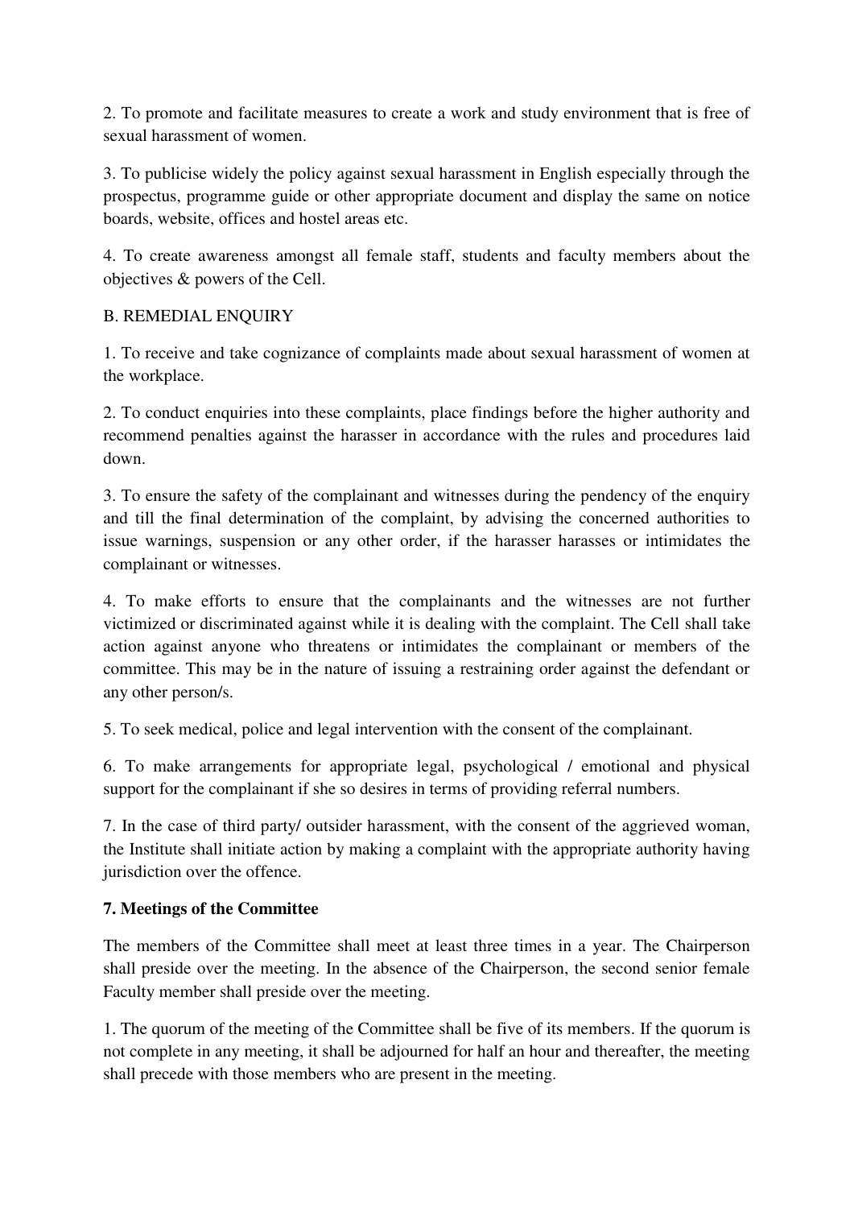2. To promote and facilitate measures to create a work and study environment that is free of sexual harassment of women.

3. To publicise widely the policy against sexual harassment in English especially through the prospectus, programme guide or other appropriate document and display the same on notice boards, website, offices and hostel areas etc.

4. To create awareness amongst all female staff, students and faculty members about the objectives & powers of the Cell.

B. REMEDIAL ENQUIRY

1. To receive and take cognizance of complaints made about sexual harassment of women at the workplace.

2. To conduct enquiries into these complaints, place findings before the higher authority and recommend penalties against the harasser in accordance with the rules and procedures laid down.

3. To ensure the safety of the complainant and witnesses during the pendency of the enquiry and till the final determination of the complaint, by advising the concerned authorities to issue warnings, suspension or any other order, if the harasser harasses or intimidates the complainant or witnesses.

4. To make efforts to ensure that the complainants and the witnesses are not further victimized or discriminated against while it is dealing with the complaint. The Cell shall take action against anyone who threatens or intimidates the complainant or members of the committee. This may be in the nature of issuing a restraining order against the defendant or any other person/s.

5. To seek medical, police and legal intervention with the consent of the complainant.

6. To make arrangements for appropriate legal, psychological / emotional and physical support for the complainant if she so desires in terms of providing referral numbers.

7. In the case of third party/ outsider harassment, with the consent of the aggrieved woman, the Institute shall initiate action by making a complaint with the appropriate authority having jurisdiction over the offence.

**7. Meetings of the Committee**

The members of the Committee shall meet at least three times in a year. The Chairperson shall preside over the meeting. In the absence of the Chairperson, the second senior female Faculty member shall preside over the meeting.

1. The quorum of the meeting of the Committee shall be five of its members. If the quorum is not complete in any meeting, it shall be adjourned for half an hour and thereafter, the meeting shall precede with those members who are present in the meeting.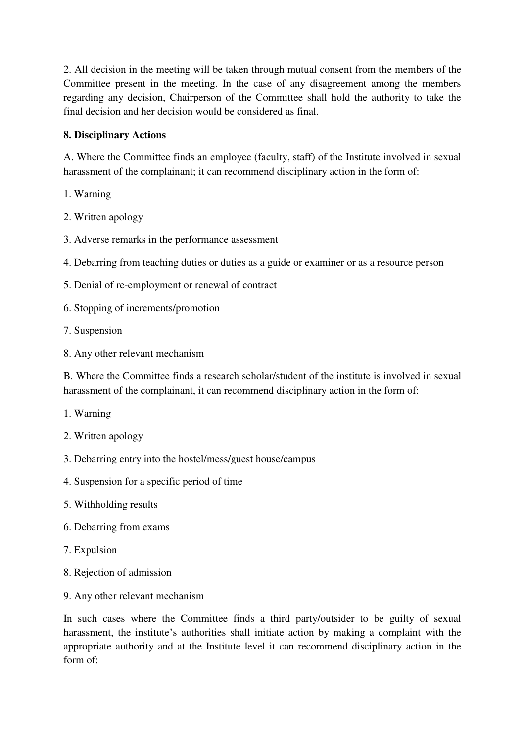2. All decision in the meeting will be taken through mutual consent from the members of the Committee present in the meeting. In the case of any disagreement among the members regarding any decision, Chairperson of the Committee shall hold the authority to take the final decision and her decision would be considered as final.

**8. Disciplinary Actions**

A. Where the Committee finds an employee (faculty, staff) of the Institute involved in sexual harassment of the complainant; it can recommend disciplinary action in the form of:

1. Warning
2. Written apology
3. Adverse remarks in the performance assessment
4. Debarring from teaching duties or duties as a guide or examiner or as a resource person
5. Denial of re-employment or renewal of contract
6. Stopping of increments/promotion
7. Suspension
8. Any other relevant mechanism

B. Where the Committee finds a research scholar/student of the institute is involved in sexual harassment of the complainant, it can recommend disciplinary action in the form of:

1. Warning
2. Written apology
3. Debarring entry into the hostel/mess/guest house/campus
4. Suspension for a specific period of time
5. Withholding results
6. Debarring from exams
7. Expulsion
8. Rejection of admission
9. Any other relevant mechanism

In such cases where the Committee finds a third party/outsider to be guilty of sexual harassment, the institute's authorities shall initiate action by making a complaint with the appropriate authority and at the Institute level it can recommend disciplinary action in the form of: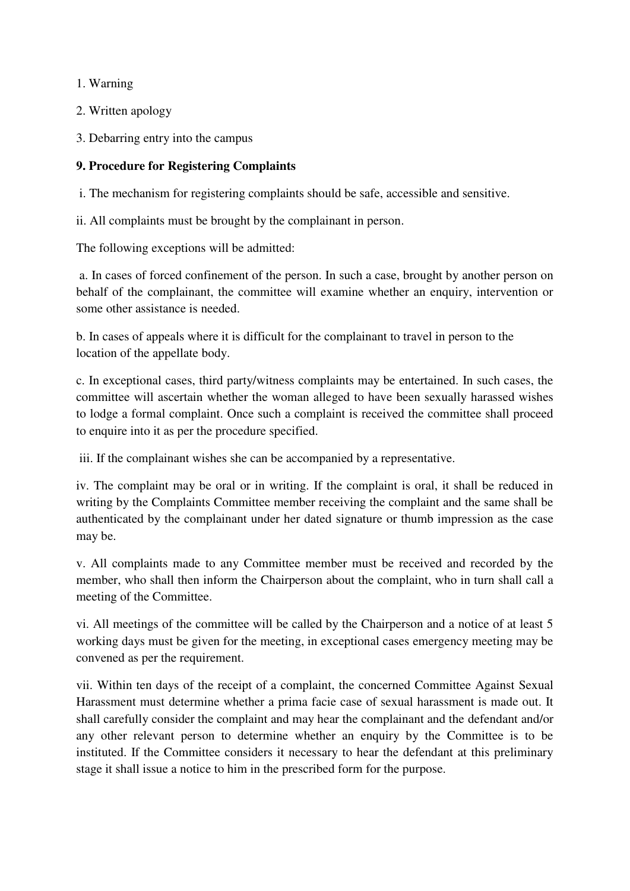1. Warning

2. Written apology

3. Debarring entry into the campus

**9. Procedure for Registering Complaints**

i. The mechanism for registering complaints should be safe, accessible and sensitive.

ii. All complaints must be brought by the complainant in person.

The following exceptions will be admitted:

a. In cases of forced confinement of the person. In such a case, brought by another person on behalf of the complainant, the committee will examine whether an enquiry, intervention or some other assistance is needed.

b. In cases of appeals where it is difficult for the complainant to travel in person to the location of the appellate body.

c. In exceptional cases, third party/witness complaints may be entertained. In such cases, the committee will ascertain whether the woman alleged to have been sexually harassed wishes to lodge a formal complaint. Once such a complaint is received the committee shall proceed to enquire into it as per the procedure specified.

iii. If the complainant wishes she can be accompanied by a representative.

iv. The complaint may be oral or in writing. If the complaint is oral, it shall be reduced in writing by the Complaints Committee member receiving the complaint and the same shall be authenticated by the complainant under her dated signature or thumb impression as the case may be.

v. All complaints made to any Committee member must be received and recorded by the member, who shall then inform the Chairperson about the complaint, who in turn shall call a meeting of the Committee.

vi. All meetings of the committee will be called by the Chairperson and a notice of at least 5 working days must be given for the meeting, in exceptional cases emergency meeting may be convened as per the requirement.

vii. Within ten days of the receipt of a complaint, the concerned Committee Against Sexual Harassment must determine whether a prima facie case of sexual harassment is made out. It shall carefully consider the complaint and may hear the complainant and the defendant and/or any other relevant person to determine whether an enquiry by the Committee is to be instituted. If the Committee considers it necessary to hear the defendant at this preliminary stage it shall issue a notice to him in the prescribed form for the purpose.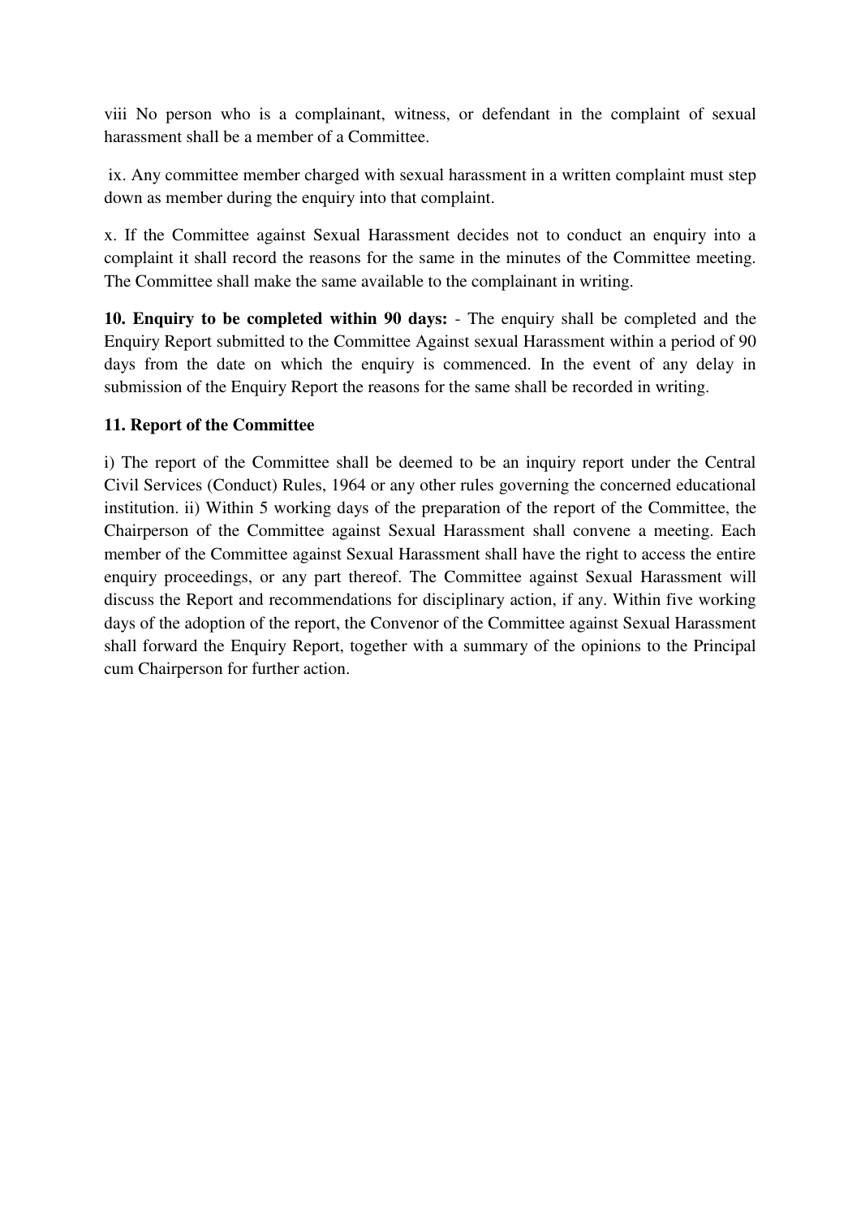viii No person who is a complainant, witness, or defendant in the complaint of sexual harassment shall be a member of a Committee.

ix. Any committee member charged with sexual harassment in a written complaint must step down as member during the enquiry into that complaint.

x. If the Committee against Sexual Harassment decides not to conduct an enquiry into a complaint it shall record the reasons for the same in the minutes of the Committee meeting. The Committee shall make the same available to the complainant in writing.

**10. Enquiry to be completed within 90 days:** - The enquiry shall be completed and the Enquiry Report submitted to the Committee Against sexual Harassment within a period of 90 days from the date on which the enquiry is commenced. In the event of any delay in submission of the Enquiry Report the reasons for the same shall be recorded in writing.

**11. Report of the Committee**

i) The report of the Committee shall be deemed to be an inquiry report under the Central Civil Services (Conduct) Rules, 1964 or any other rules governing the concerned educational institution. ii) Within 5 working days of the preparation of the report of the Committee, the Chairperson of the Committee against Sexual Harassment shall convene a meeting. Each member of the Committee against Sexual Harassment shall have the right to access the entire enquiry proceedings, or any part thereof. The Committee against Sexual Harassment will discuss the Report and recommendations for disciplinary action, if any. Within five working days of the adoption of the report, the Convenor of the Committee against Sexual Harassment shall forward the Enquiry Report, together with a summary of the opinions to the Principal cum Chairperson for further action.